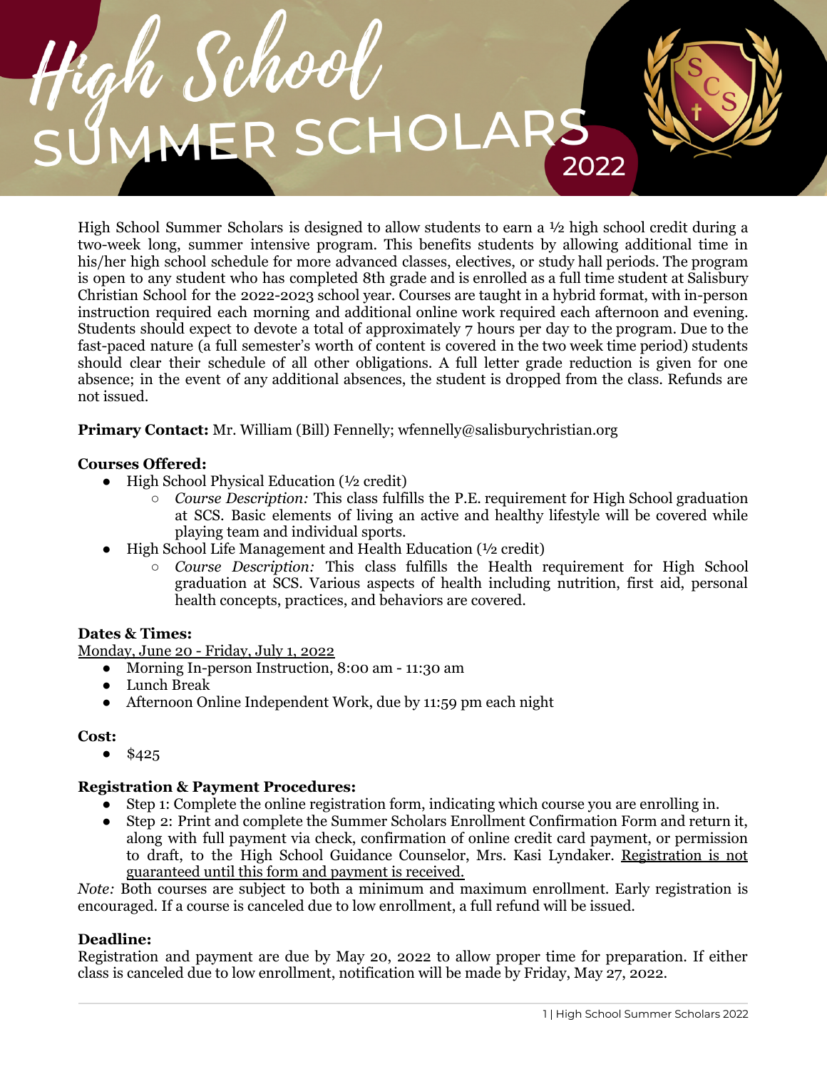# High School SUMMER SCHOLARS 2022

High School Summer Scholars is designed to allow students to earn a ½ high school credit during a two-week long, summer intensive program. This benefits students by allowing additional time in his/her high school schedule for more advanced classes, electives, or study hall periods. The program is open to any student who has completed 8th grade and is enrolled as a full time student at Salisbury Christian School for the 2022-2023 school year. Courses are taught in a hybrid format, with in-person instruction required each morning and additional online work required each afternoon and evening. Students should expect to devote a total of approximately 7 hours per day to the program. Due to the fast-paced nature (a full semester's worth of content is covered in the two week time period) students should clear their schedule of all other obligations. A full letter grade reduction is given for one absence; in the event of any additional absences, the student is dropped from the class. Refunds are not issued.

**Primary Contact:** Mr. William (Bill) Fennelly; wfennelly@salisburychristian.org

**Courses Offered:**

- High School Physical Education (½ credit)
  - *Course Description:* This class fulfills the P.E. requirement for High School graduation at SCS. Basic elements of living an active and healthy lifestyle will be covered while playing team and individual sports.
- High School Life Management and Health Education (½ credit)
  - *Course Description:* This class fulfills the Health requirement for High School graduation at SCS. Various aspects of health including nutrition, first aid, personal health concepts, practices, and behaviors are covered.

**Dates & Times:**

<u>Monday, June 20 - Friday, July 1, 2022</u>

- Morning In-person Instruction, 8:00 am - 11:30 am
- Lunch Break
- Afternoon Online Independent Work, due by 11:59 pm each night

**Cost:**

- $425

**Registration & Payment Procedures:**

- Step 1: Complete the online registration form, indicating which course you are enrolling in.
- Step 2: Print and complete the Summer Scholars Enrollment Confirmation Form and return it, along with full payment via check, confirmation of online credit card payment, or permission to draft, to the High School Guidance Counselor, Mrs. Kasi Lyndaker. <u>Registration is not guaranteed until this form and payment is received.</u>

*Note:* Both courses are subject to both a minimum and maximum enrollment. Early registration is encouraged. If a course is canceled due to low enrollment, a full refund will be issued.

**Deadline:**

Registration and payment are due by May 20, 2022 to allow proper time for preparation. If either class is canceled due to low enrollment, notification will be made by Friday, May 27, 2022.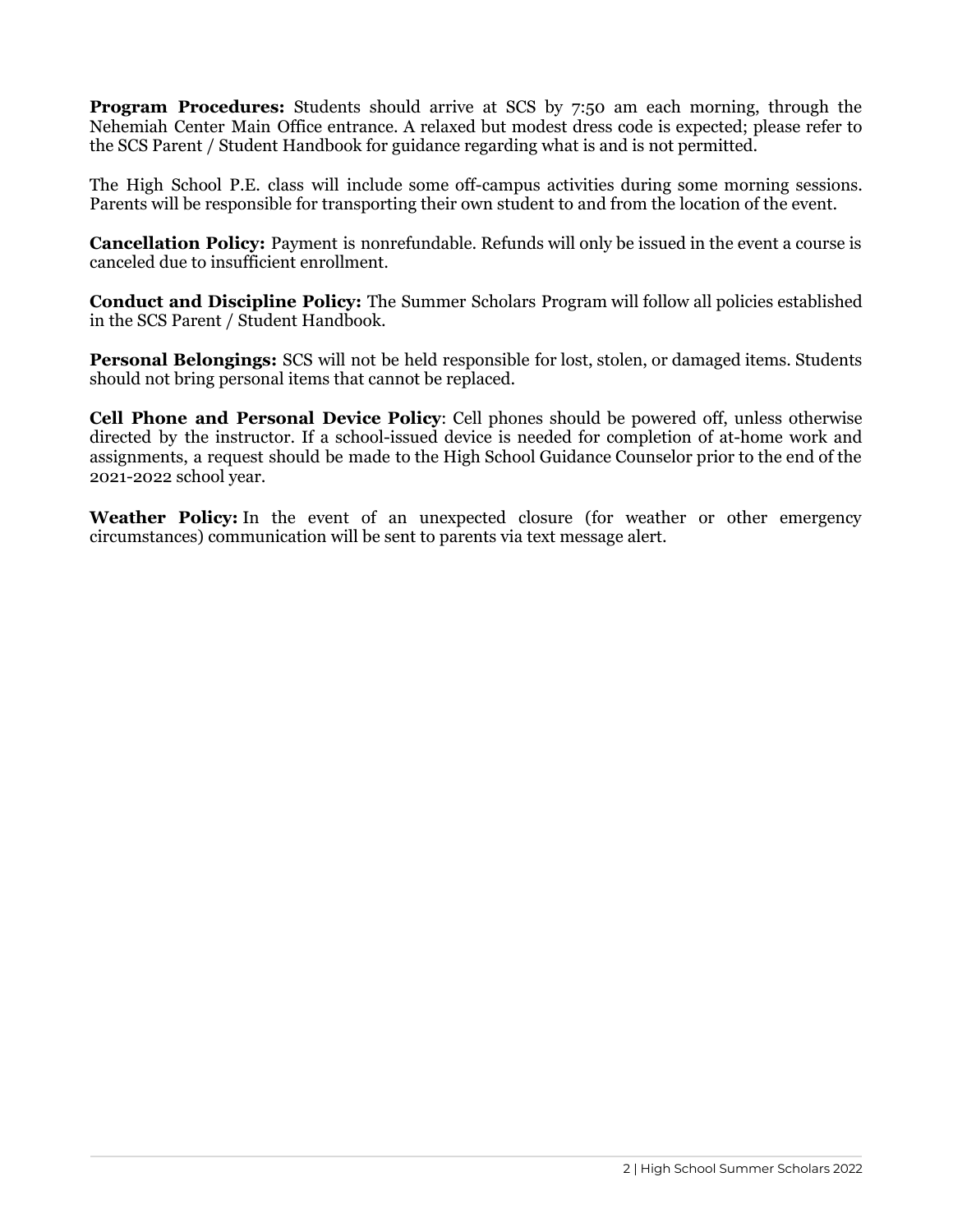**Program Procedures:** Students should arrive at SCS by 7:50 am each morning, through the Nehemiah Center Main Office entrance. A relaxed but modest dress code is expected; please refer to the SCS Parent / Student Handbook for guidance regarding what is and is not permitted.

The High School P.E. class will include some off-campus activities during some morning sessions. Parents will be responsible for transporting their own student to and from the location of the event.

**Cancellation Policy:** Payment is nonrefundable. Refunds will only be issued in the event a course is canceled due to insufficient enrollment.

**Conduct and Discipline Policy:** The Summer Scholars Program will follow all policies established in the SCS Parent / Student Handbook.

**Personal Belongings:** SCS will not be held responsible for lost, stolen, or damaged items. Students should not bring personal items that cannot be replaced.

**Cell Phone and Personal Device Policy**: Cell phones should be powered off, unless otherwise directed by the instructor. If a school-issued device is needed for completion of at-home work and assignments, a request should be made to the High School Guidance Counselor prior to the end of the 2021-2022 school year.

**Weather Policy:** In the event of an unexpected closure (for weather or other emergency circumstances) communication will be sent to parents via text message alert.